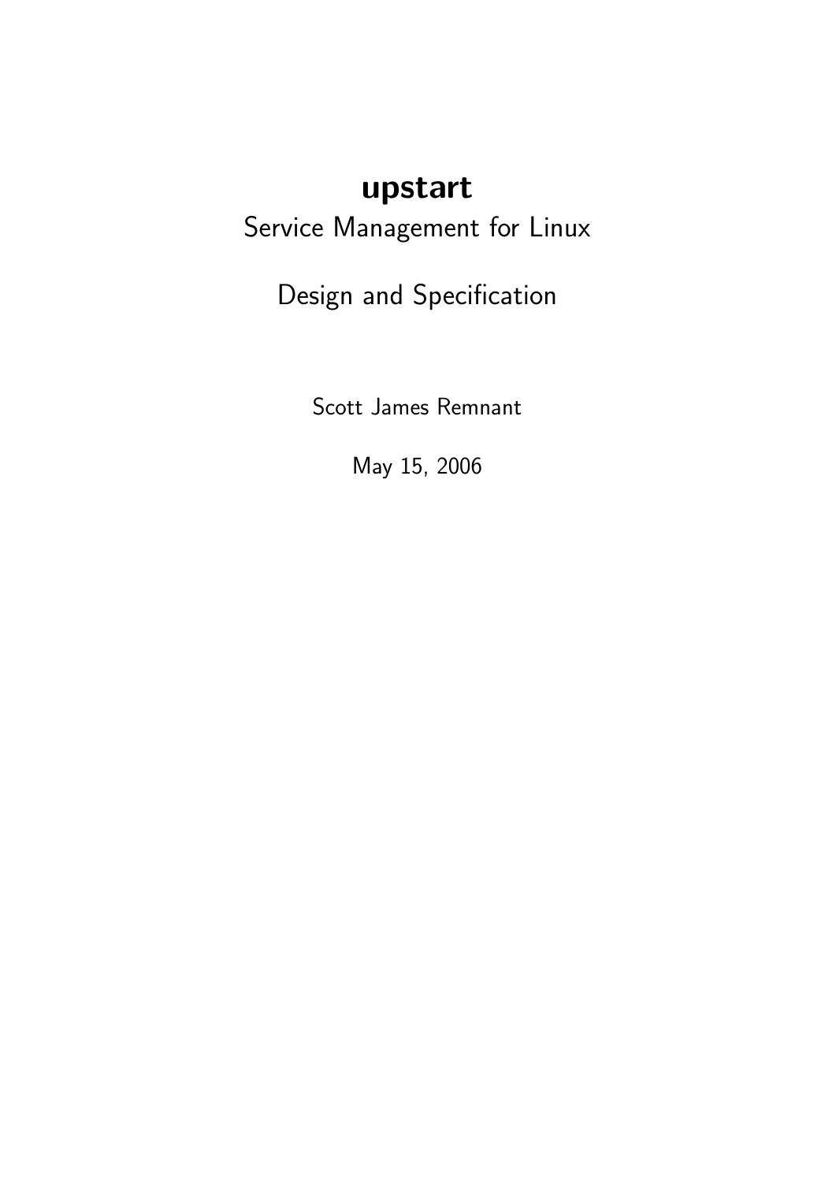# upstart

## Service Management for Linux

## Design and Specification

Scott James Remnant

May 15, 2006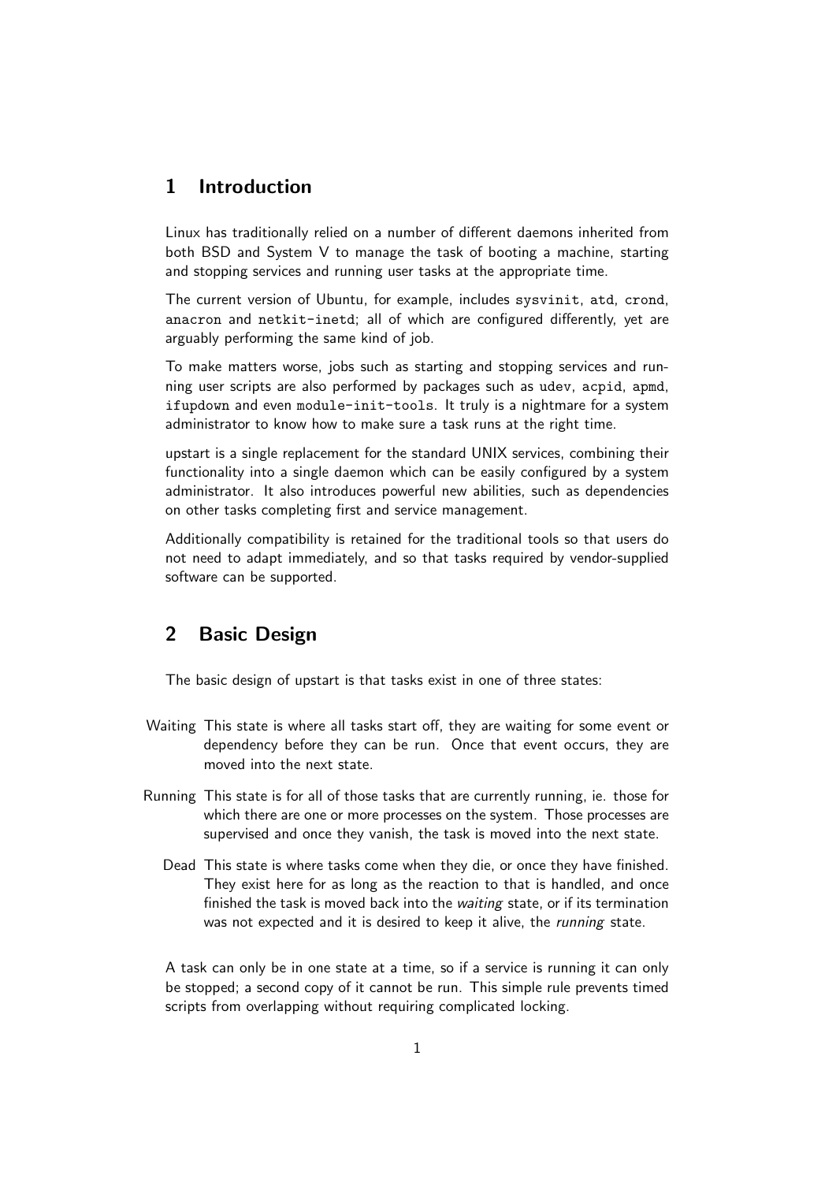## 1 Introduction

Linux has traditionally relied on a number of different daemons inherited from both BSD and System V to manage the task of booting a machine, starting and stopping services and running user tasks at the appropriate time.

The current version of Ubuntu, for example, includes `sysvinit`, `atd`, `crond`, `anacron` and `netkit-inetd`; all of which are configured differently, yet are arguably performing the same kind of job.

To make matters worse, jobs such as starting and stopping services and running user scripts are also performed by packages such as `udev`, `acpid`, `apmd`, `ifupdown` and even `module-init-tools`. It truly is a nightmare for a system administrator to know how to make sure a task runs at the right time.

upstart is a single replacement for the standard UNIX services, combining their functionality into a single daemon which can be easily configured by a system administrator. It also introduces powerful new abilities, such as dependencies on other tasks completing first and service management.

Additionally compatibility is retained for the traditional tools so that users do not need to adapt immediately, and so that tasks required by vendor-supplied software can be supported.

## 2 Basic Design

The basic design of upstart is that tasks exist in one of three states:

**Waiting** This state is where all tasks start off, they are waiting for some event or dependency before they can be run. Once that event occurs, they are moved into the next state.

**Running** This state is for all of those tasks that are currently running, ie. those for which there are one or more processes on the system. Those processes are supervised and once they vanish, the task is moved into the next state.

**Dead** This state is where tasks come when they die, or once they have finished. They exist here for as long as the reaction to that is handled, and once finished the task is moved back into the *waiting* state, or if its termination was not expected and it is desired to keep it alive, the *running* state.

A task can only be in one state at a time, so if a service is running it can only be stopped; a second copy of it cannot be run. This simple rule prevents timed scripts from overlapping without requiring complicated locking.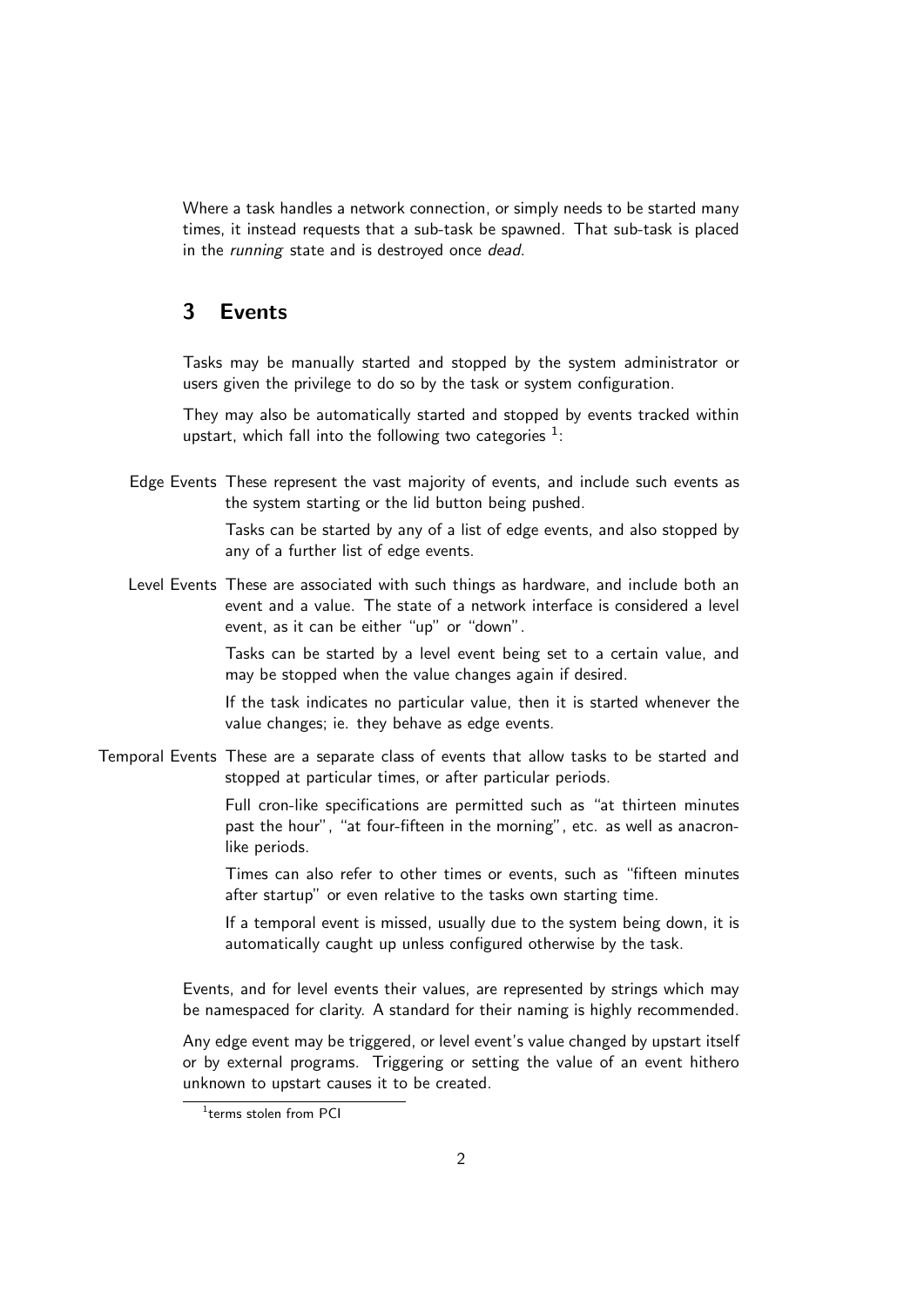Where a task handles a network connection, or simply needs to be started many times, it instead requests that a sub-task be spawned. That sub-task is placed in the *running* state and is destroyed once *dead*.

## 3 Events

Tasks may be manually started and stopped by the system administrator or users given the privilege to do so by the task or system configuration.

They may also be automatically started and stopped by events tracked within upstart, which fall into the following two categories [1]:

**Edge Events** These represent the vast majority of events, and include such events as the system starting or the lid button being pushed.

Tasks can be started by any of a list of edge events, and also stopped by any of a further list of edge events.

**Level Events** These are associated with such things as hardware, and include both an event and a value. The state of a network interface is considered a level event, as it can be either "up" or "down".

Tasks can be started by a level event being set to a certain value, and may be stopped when the value changes again if desired.

If the task indicates no particular value, then it is started whenever the value changes; ie. they behave as edge events.

**Temporal Events** These are a separate class of events that allow tasks to be started and stopped at particular times, or after particular periods.

Full cron-like specifications are permitted such as "at thirteen minutes past the hour", "at four-fifteen in the morning", etc. as well as anacron-like periods.

Times can also refer to other times or events, such as "fifteen minutes after startup" or even relative to the tasks own starting time.

If a temporal event is missed, usually due to the system being down, it is automatically caught up unless configured otherwise by the task.

Events, and for level events their values, are represented by strings which may be namespaced for clarity. A standard for their naming is highly recommended.

Any edge event may be triggered, or level event's value changed by upstart itself or by external programs. Triggering or setting the value of an event hithero unknown to upstart causes it to be created.

[1] terms stolen from PCI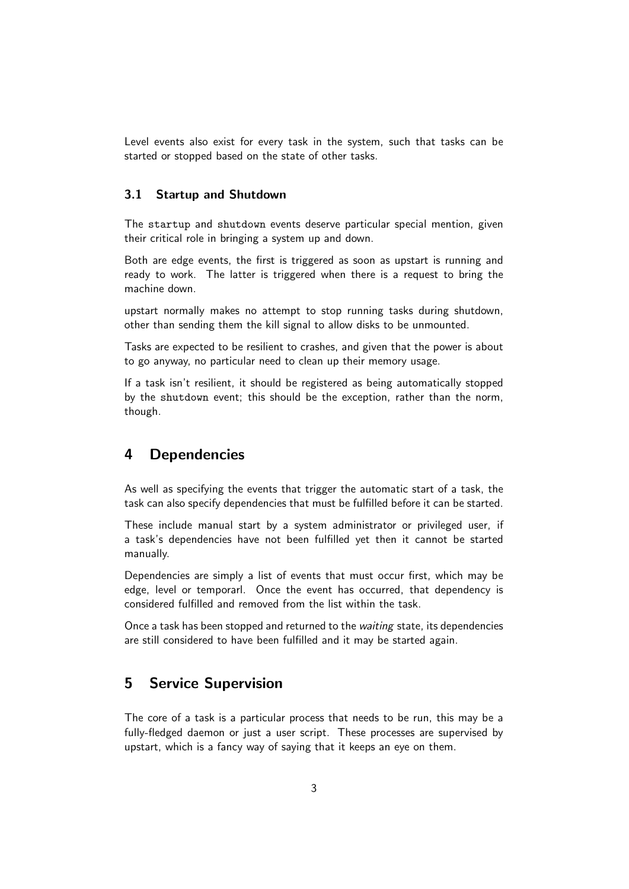Level events also exist for every task in the system, such that tasks can be started or stopped based on the state of other tasks.

### 3.1 Startup and Shutdown

The `startup` and `shutdown` events deserve particular special mention, given their critical role in bringing a system up and down.

Both are edge events, the first is triggered as soon as upstart is running and ready to work. The latter is triggered when there is a request to bring the machine down.

upstart normally makes no attempt to stop running tasks during shutdown, other than sending them the kill signal to allow disks to be unmounted.

Tasks are expected to be resilient to crashes, and given that the power is about to go anyway, no particular need to clean up their memory usage.

If a task isn't resilient, it should be registered as being automatically stopped by the `shutdown` event; this should be the exception, rather than the norm, though.

## 4 Dependencies

As well as specifying the events that trigger the automatic start of a task, the task can also specify dependencies that must be fulfilled before it can be started.

These include manual start by a system administrator or privileged user, if a task's dependencies have not been fulfilled yet then it cannot be started manually.

Dependencies are simply a list of events that must occur first, which may be edge, level or temporarl. Once the event has occurred, that dependency is considered fulfilled and removed from the list within the task.

Once a task has been stopped and returned to the *waiting* state, its dependencies are still considered to have been fulfilled and it may be started again.

## 5 Service Supervision

The core of a task is a particular process that needs to be run, this may be a fully-fledged daemon or just a user script. These processes are supervised by upstart, which is a fancy way of saying that it keeps an eye on them.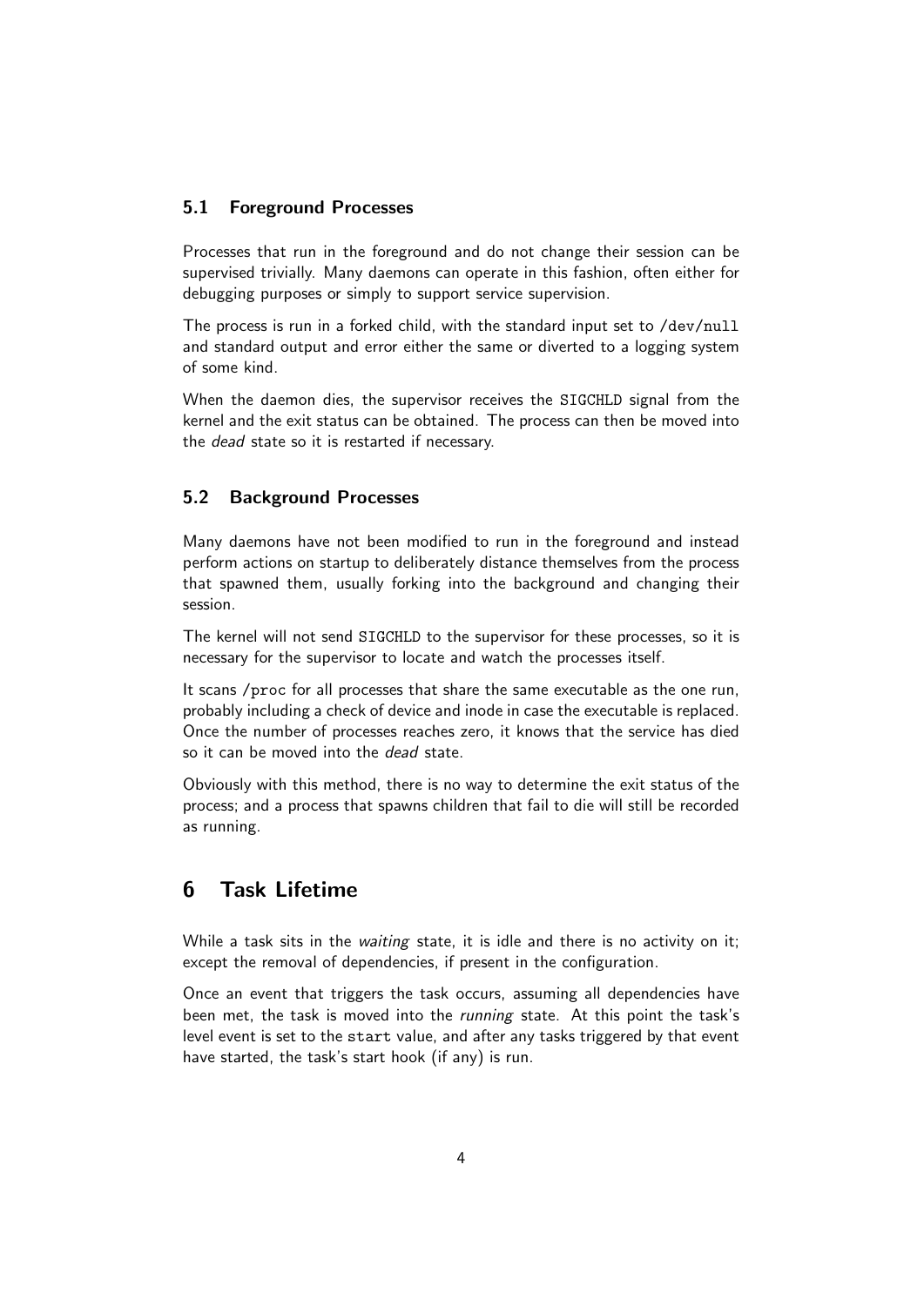### 5.1 Foreground Processes

Processes that run in the foreground and do not change their session can be supervised trivially. Many daemons can operate in this fashion, often either for debugging purposes or simply to support service supervision.

The process is run in a forked child, with the standard input set to `/dev/null` and standard output and error either the same or diverted to a logging system of some kind.

When the daemon dies, the supervisor receives the `SIGCHLD` signal from the kernel and the exit status can be obtained. The process can then be moved into the *dead* state so it is restarted if necessary.

### 5.2 Background Processes

Many daemons have not been modified to run in the foreground and instead perform actions on startup to deliberately distance themselves from the process that spawned them, usually forking into the background and changing their session.

The kernel will not send `SIGCHLD` to the supervisor for these processes, so it is necessary for the supervisor to locate and watch the processes itself.

It scans `/proc` for all processes that share the same executable as the one run, probably including a check of device and inode in case the executable is replaced. Once the number of processes reaches zero, it knows that the service has died so it can be moved into the *dead* state.

Obviously with this method, there is no way to determine the exit status of the process; and a process that spawns children that fail to die will still be recorded as running.

## 6 Task Lifetime

While a task sits in the *waiting* state, it is idle and there is no activity on it; except the removal of dependencies, if present in the configuration.

Once an event that triggers the task occurs, assuming all dependencies have been met, the task is moved into the *running* state. At this point the task's level event is set to the `start` value, and after any tasks triggered by that event have started, the task's start hook (if any) is run.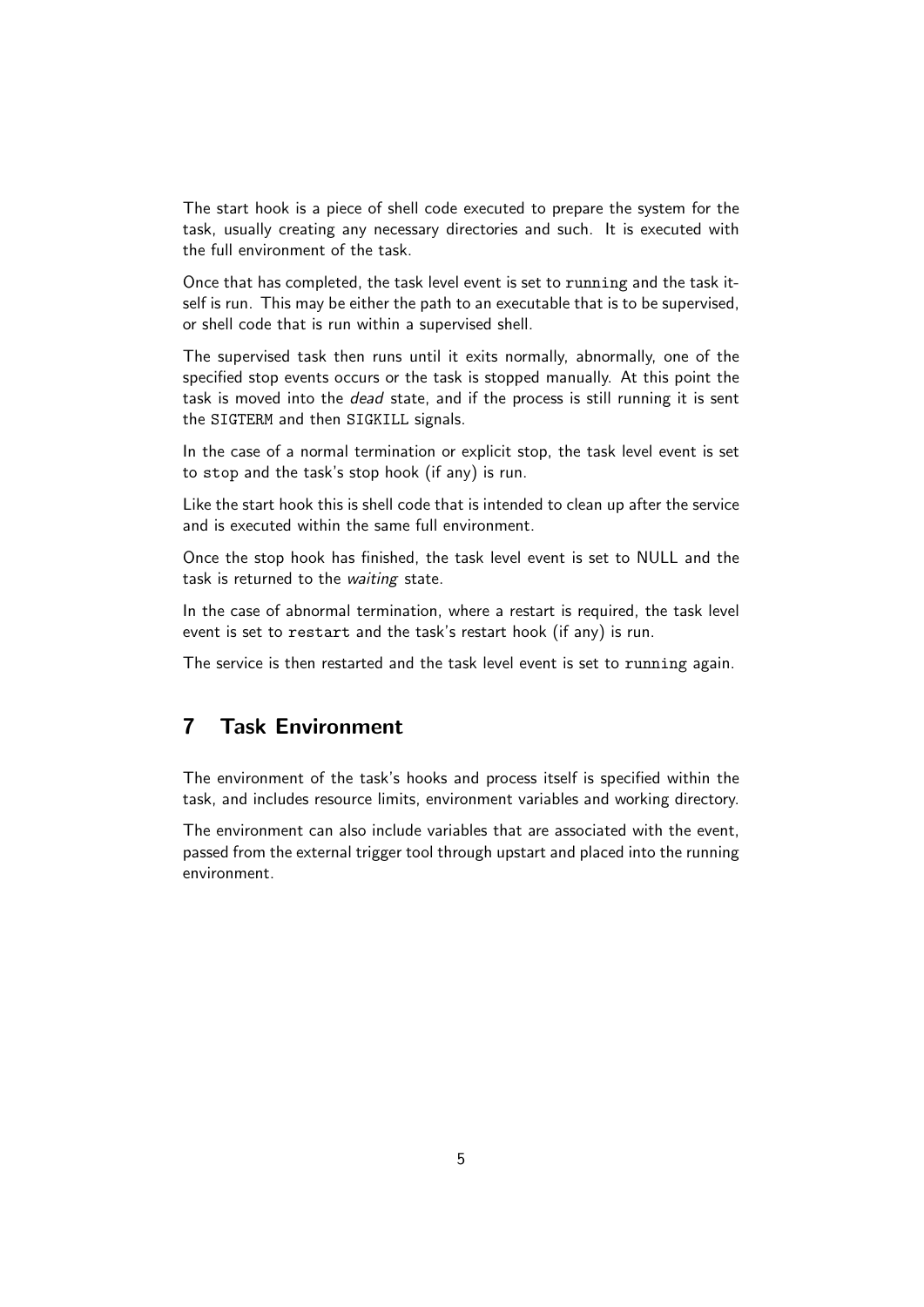The start hook is a piece of shell code executed to prepare the system for the task, usually creating any necessary directories and such. It is executed with the full environment of the task.

Once that has completed, the task level event is set to `running` and the task itself is run. This may be either the path to an executable that is to be supervised, or shell code that is run within a supervised shell.

The supervised task then runs until it exits normally, abnormally, one of the specified stop events occurs or the task is stopped manually. At this point the task is moved into the *dead* state, and if the process is still running it is sent the `SIGTERM` and then `SIGKILL` signals.

In the case of a normal termination or explicit stop, the task level event is set to `stop` and the task's stop hook (if any) is run.

Like the start hook this is shell code that is intended to clean up after the service and is executed within the same full environment.

Once the stop hook has finished, the task level event is set to NULL and the task is returned to the *waiting* state.

In the case of abnormal termination, where a restart is required, the task level event is set to `restart` and the task's restart hook (if any) is run.

The service is then restarted and the task level event is set to `running` again.

## 7 Task Environment

The environment of the task's hooks and process itself is specified within the task, and includes resource limits, environment variables and working directory.

The environment can also include variables that are associated with the event, passed from the external trigger tool through upstart and placed into the running environment.